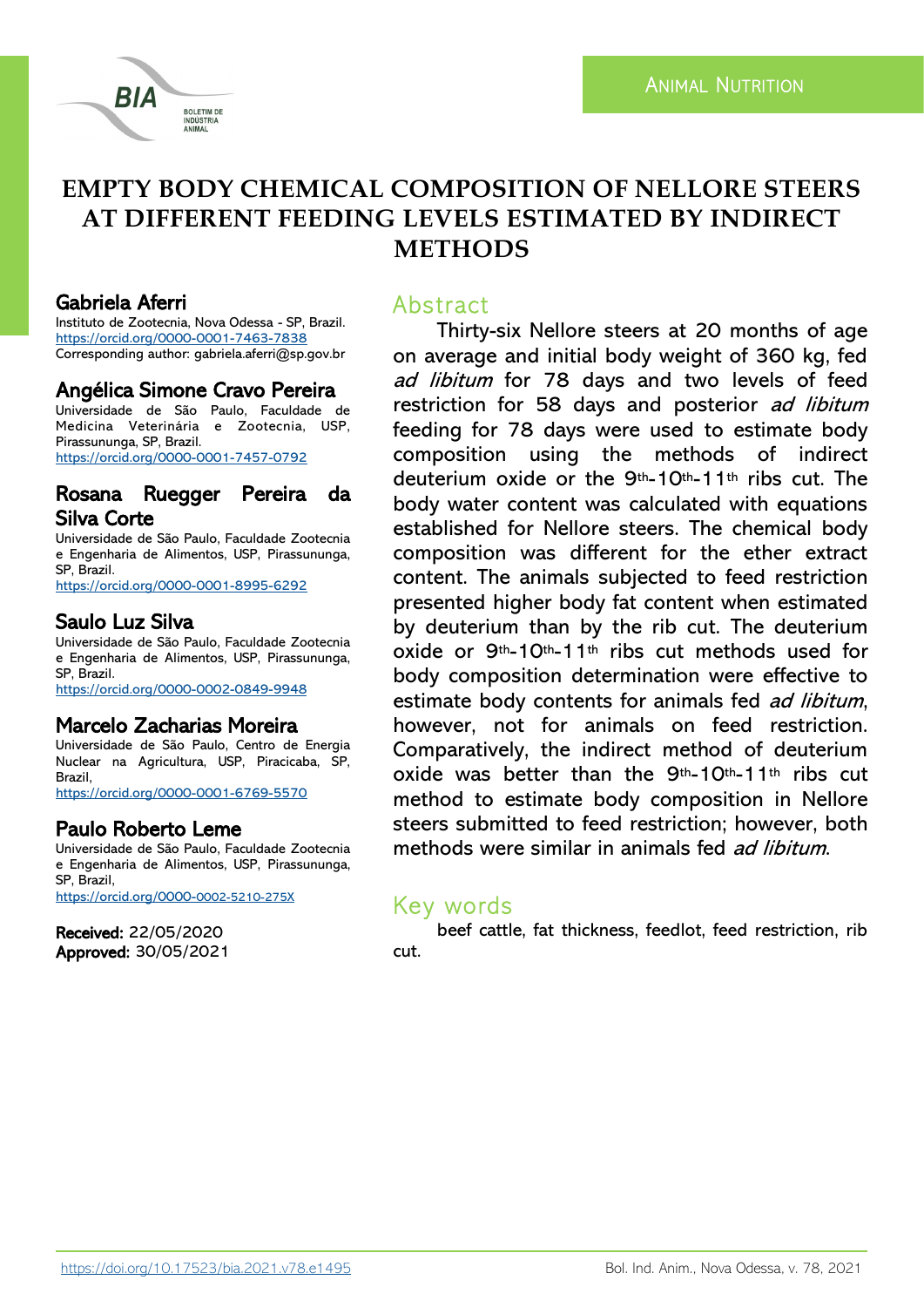ANIMAL NUTRITION

# EMPTY BODY CHEMICAL COMPOSITION OF NELLORE STEERS AT DIFFERENT FEEDING LEVELS ESTIMATED BY INDIRECT METHODS

**Gabriela Aferri**
Instituto de Zootecnia, Nova Odessa - SP, Brazil.
https://orcid.org/0000-0001-7463-7838
Corresponding author: gabriela.aferri@sp.gov.br

**Angélica Simone Cravo Pereira**
Universidade de São Paulo, Faculdade de Medicina Veterinária e Zootecnia, USP, Pirassununga, SP, Brazil.
https://orcid.org/0000-0001-7457-0792

**Rosana Ruegger Pereira da Silva Corte**
Universidade de São Paulo, Faculdade Zootecnia e Engenharia de Alimentos, USP, Pirassununga, SP, Brazil.
https://orcid.org/0000-0001-8995-6292

**Saulo Luz Silva**
Universidade de São Paulo, Faculdade Zootecnia e Engenharia de Alimentos, USP, Pirassununga, SP, Brazil.
https://orcid.org/0000-0002-0849-9948

**Marcelo Zacharias Moreira**
Universidade de São Paulo, Centro de Energia Nuclear na Agricultura, USP, Piracicaba, SP, Brazil,
https://orcid.org/0000-0001-6769-5570

**Paulo Roberto Leme**
Universidade de São Paulo, Faculdade Zootecnia e Engenharia de Alimentos, USP, Pirassununga, SP, Brazil,
https://orcid.org/0000-0002-5210-275X

**Received:** 22/05/2020
**Approved:** 30/05/2021

## Abstract

Thirty-six Nellore steers at 20 months of age on average and initial body weight of 360 kg, fed *ad libitum* for 78 days and two levels of feed restriction for 58 days and posterior *ad libitum* feeding for 78 days were used to estimate body composition using the methods of indirect deuterium oxide or the 9th-10th-11th ribs cut. The body water content was calculated with equations established for Nellore steers. The chemical body composition was different for the ether extract content. The animals subjected to feed restriction presented higher body fat content when estimated by deuterium than by the rib cut. The deuterium oxide or 9th-10th-11th ribs cut methods used for body composition determination were effective to estimate body contents for animals fed *ad libitum*, however, not for animals on feed restriction. Comparatively, the indirect method of deuterium oxide was better than the 9th-10th-11th ribs cut method to estimate body composition in Nellore steers submitted to feed restriction; however, both methods were similar in animals fed *ad libitum*.

## Key words

beef cattle, fat thickness, feedlot, feed restriction, rib cut.

https://doi.org/10.17523/bia.2021.v78.e1495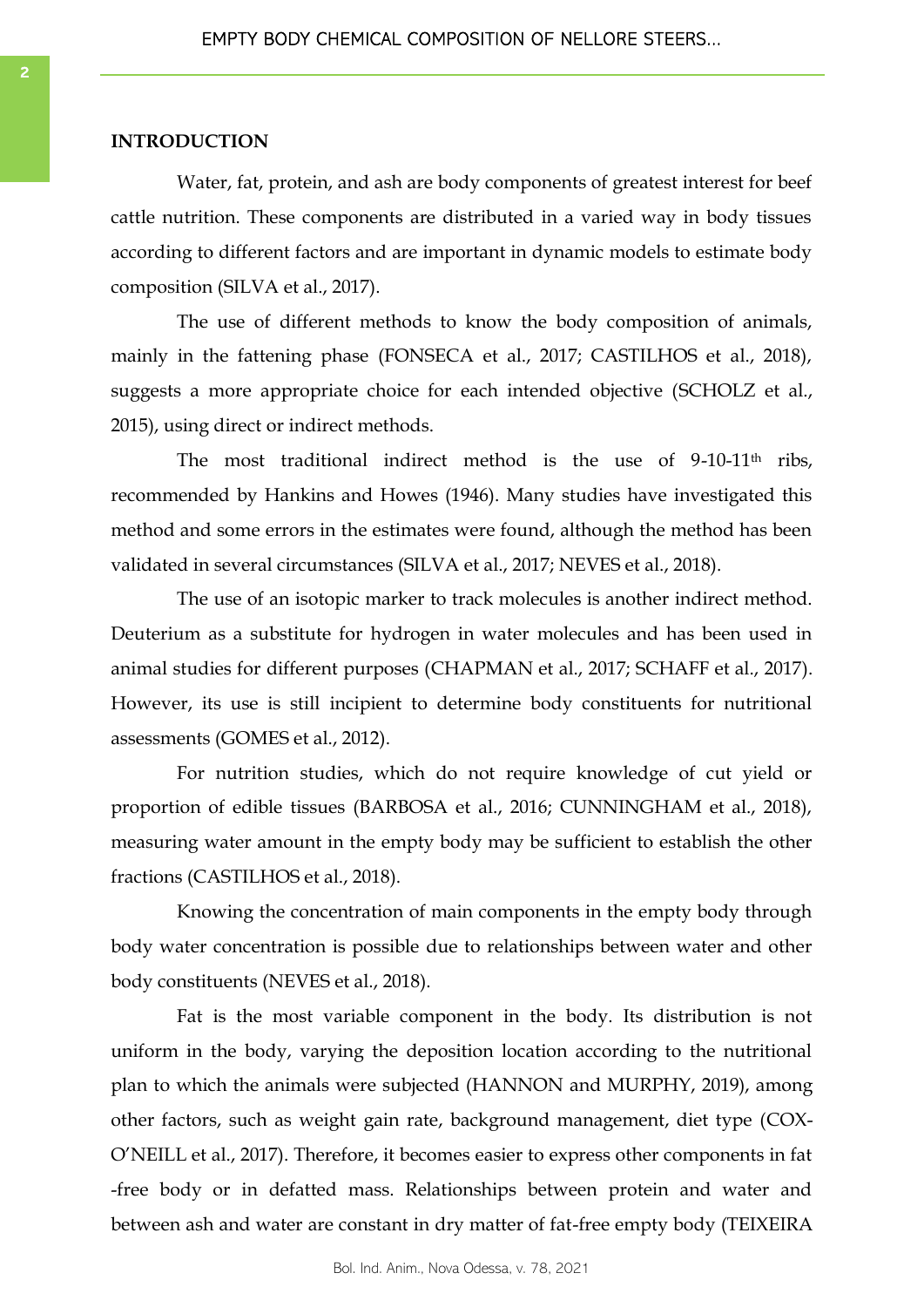## INTRODUCTION

Water, fat, protein, and ash are body components of greatest interest for beef cattle nutrition. These components are distributed in a varied way in body tissues according to different factors and are important in dynamic models to estimate body composition (SILVA et al., 2017).

The use of different methods to know the body composition of animals, mainly in the fattening phase (FONSECA et al., 2017; CASTILHOS et al., 2018), suggests a more appropriate choice for each intended objective (SCHOLZ et al., 2015), using direct or indirect methods.

The most traditional indirect method is the use of 9-10-11$^{th}$ ribs, recommended by Hankins and Howes (1946). Many studies have investigated this method and some errors in the estimates were found, although the method has been validated in several circumstances (SILVA et al., 2017; NEVES et al., 2018).

The use of an isotopic marker to track molecules is another indirect method. Deuterium as a substitute for hydrogen in water molecules and has been used in animal studies for different purposes (CHAPMAN et al., 2017; SCHAFF et al., 2017). However, its use is still incipient to determine body constituents for nutritional assessments (GOMES et al., 2012).

For nutrition studies, which do not require knowledge of cut yield or proportion of edible tissues (BARBOSA et al., 2016; CUNNINGHAM et al., 2018), measuring water amount in the empty body may be sufficient to establish the other fractions (CASTILHOS et al., 2018).

Knowing the concentration of main components in the empty body through body water concentration is possible due to relationships between water and other body constituents (NEVES et al., 2018).

Fat is the most variable component in the body. Its distribution is not uniform in the body, varying the deposition location according to the nutritional plan to which the animals were subjected (HANNON and MURPHY, 2019), among other factors, such as weight gain rate, background management, diet type (COX-O'NEILL et al., 2017). Therefore, it becomes easier to express other components in fat -free body or in defatted mass. Relationships between protein and water and between ash and water are constant in dry matter of fat-free empty body (TEIXEIRA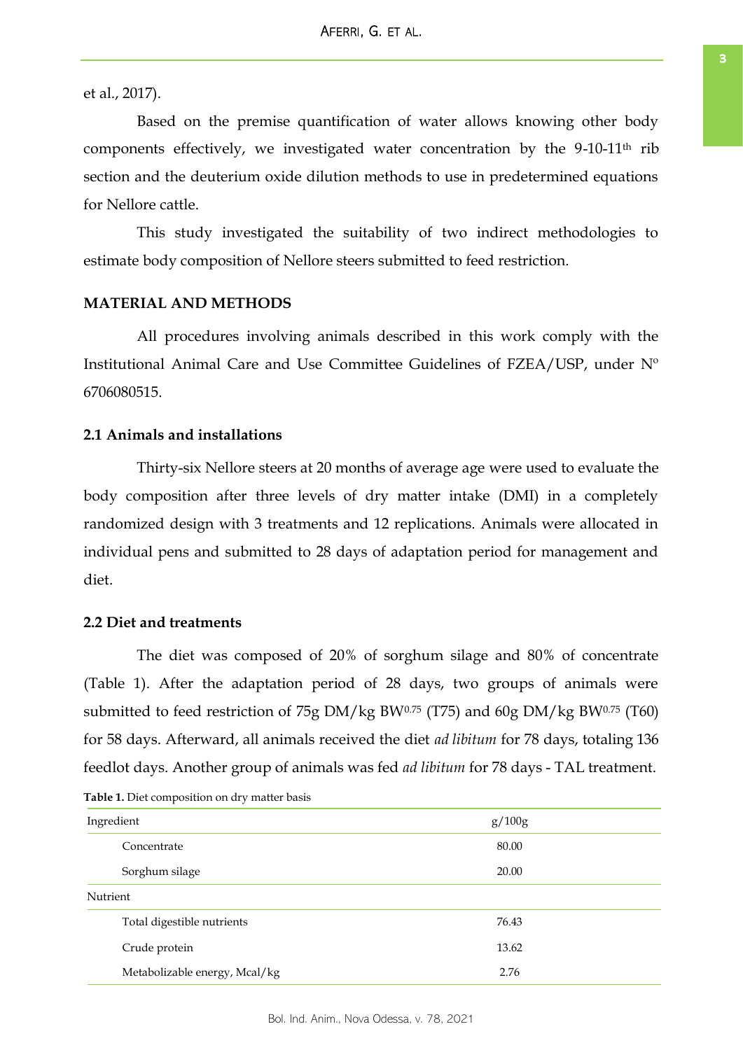et al., 2017).

Based on the premise quantification of water allows knowing other body components effectively, we investigated water concentration by the 9-10-11$^{th}$ rib section and the deuterium oxide dilution methods to use in predetermined equations for Nellore cattle.

This study investigated the suitability of two indirect methodologies to estimate body composition of Nellore steers submitted to feed restriction.

## MATERIAL AND METHODS

All procedures involving animals described in this work comply with the Institutional Animal Care and Use Committee Guidelines of FZEA/USP, under Nº 6706080515.

### 2.1 Animals and installations

Thirty-six Nellore steers at 20 months of average age were used to evaluate the body composition after three levels of dry matter intake (DMI) in a completely randomized design with 3 treatments and 12 replications. Animals were allocated in individual pens and submitted to 28 days of adaptation period for management and diet.

### 2.2 Diet and treatments

The diet was composed of 20% of sorghum silage and 80% of concentrate (Table 1). After the adaptation period of 28 days, two groups of animals were submitted to feed restriction of 75g DM/kg $BW^{0.75}$ (T75) and 60g DM/kg $BW^{0.75}$ (T60) for 58 days. Afterward, all animals received the diet *ad libitum* for 78 days, totaling 136 feedlot days. Another group of animals was fed *ad libitum* for 78 days - TAL treatment.

**Table 1.** Diet composition on dry matter basis

| Ingredient | g/100g |
|---|---|
| Concentrate | 80.00 |
| Sorghum silage | 20.00 |
| Nutrient | |
| Total digestible nutrients | 76.43 |
| Crude protein | 13.62 |
| Metabolizable energy, Mcal/kg | 2.76 |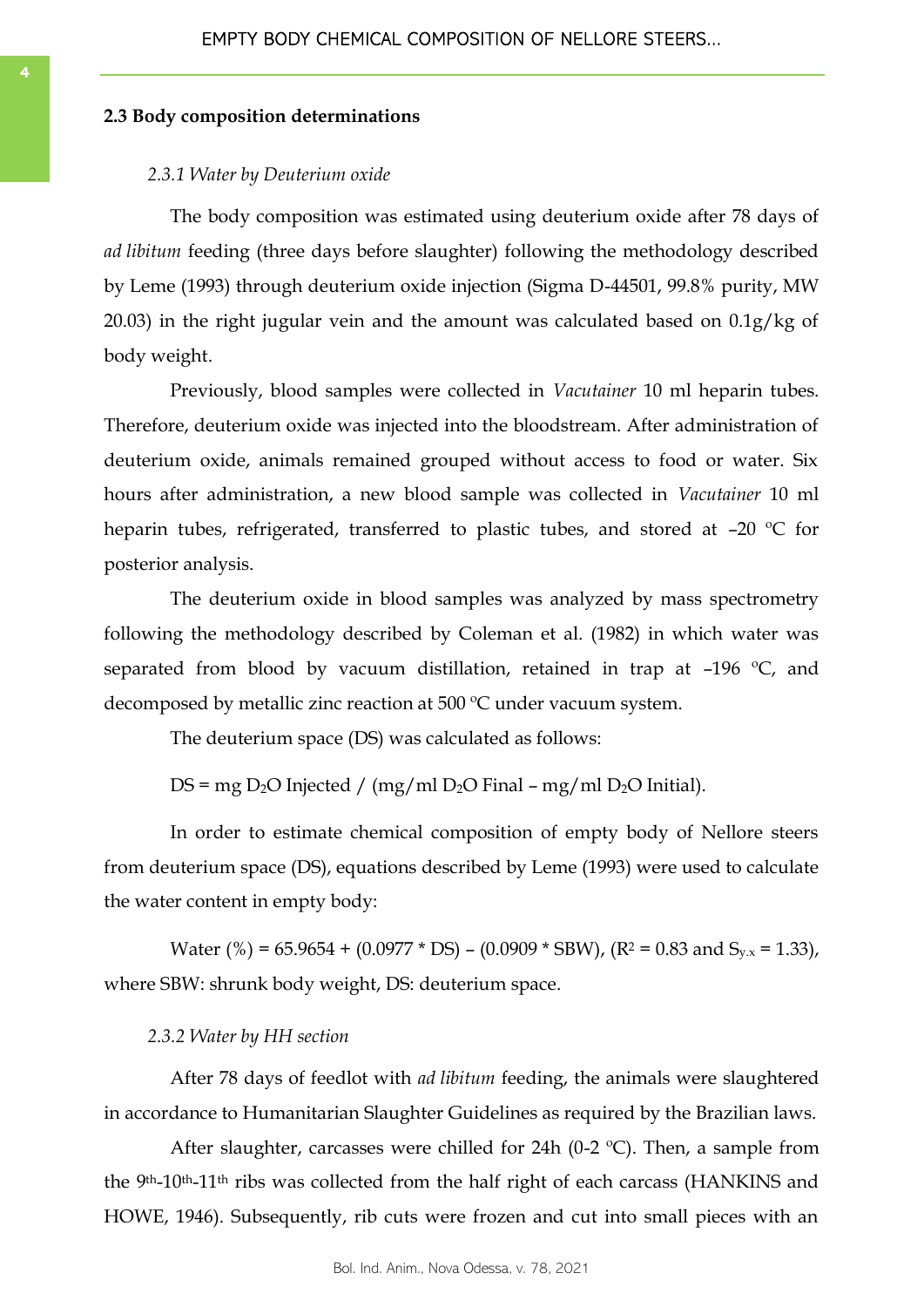### 2.3 Body composition determinations

#### *2.3.1 Water by Deuterium oxide*

The body composition was estimated using deuterium oxide after 78 days of *ad libitum* feeding (three days before slaughter) following the methodology described by Leme (1993) through deuterium oxide injection (Sigma D-44501, 99.8% purity, MW 20.03) in the right jugular vein and the amount was calculated based on 0.1g/kg of body weight.

Previously, blood samples were collected in *Vacutainer* 10 ml heparin tubes. Therefore, deuterium oxide was injected into the bloodstream. After administration of deuterium oxide, animals remained grouped without access to food or water. Six hours after administration, a new blood sample was collected in *Vacutainer* 10 ml heparin tubes, refrigerated, transferred to plastic tubes, and stored at –20 ºC for posterior analysis.

The deuterium oxide in blood samples was analyzed by mass spectrometry following the methodology described by Coleman et al. (1982) in which water was separated from blood by vacuum distillation, retained in trap at –196 ºC, and decomposed by metallic zinc reaction at 500 ºC under vacuum system.

The deuterium space (DS) was calculated as follows:

$$DS = \text{mg } D_2O \text{ Injected} / (\text{mg/ml } D_2O \text{ Final} - \text{mg/ml } D_2O \text{ Initial}).$$

In order to estimate chemical composition of empty body of Nellore steers from deuterium space (DS), equations described by Leme (1993) were used to calculate the water content in empty body:

$$\text{Water } (\%) = 65.9654 + (0.0977 * DS) - (0.0909 * SBW), \ (R^2 = 0.83 \text{ and } S_{y.x} = 1.33),$$

where SBW: shrunk body weight, DS: deuterium space.

#### *2.3.2 Water by HH section*

After 78 days of feedlot with *ad libitum* feeding, the animals were slaughtered in accordance to Humanitarian Slaughter Guidelines as required by the Brazilian laws.

After slaughter, carcasses were chilled for 24h (0-2 ºC). Then, a sample from the 9th-10th-11th ribs was collected from the half right of each carcass (HANKINS and HOWE, 1946). Subsequently, rib cuts were frozen and cut into small pieces with an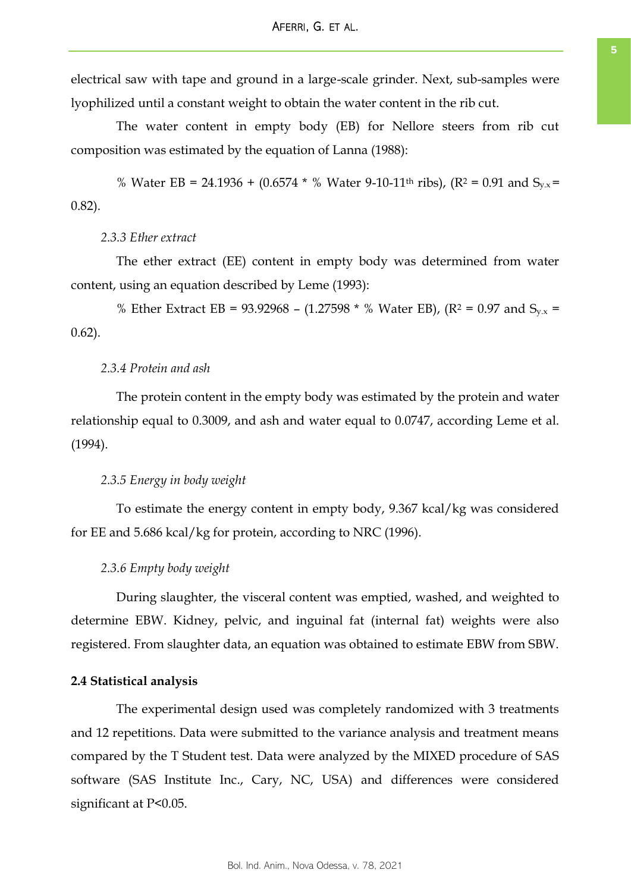electrical saw with tape and ground in a large-scale grinder. Next, sub-samples were lyophilized until a constant weight to obtain the water content in the rib cut.

The water content in empty body (EB) for Nellore steers from rib cut composition was estimated by the equation of Lanna (1988):

% Water EB = 24.1936 + (0.6574 * % Water 9-10-11$^{th}$ ribs), ($R^2$ = 0.91 and $S_{y.x}$ = 0.82).

### *2.3.3 Ether extract*

The ether extract (EE) content in empty body was determined from water content, using an equation described by Leme (1993):

% Ether Extract EB = 93.92968 – (1.27598 * % Water EB), ($R^2$ = 0.97 and $S_{y.x}$ = 0.62).

### *2.3.4 Protein and ash*

The protein content in the empty body was estimated by the protein and water relationship equal to 0.3009, and ash and water equal to 0.0747, according Leme et al. (1994).

### *2.3.5 Energy in body weight*

To estimate the energy content in empty body, 9.367 kcal/kg was considered for EE and 5.686 kcal/kg for protein, according to NRC (1996).

### *2.3.6 Empty body weight*

During slaughter, the visceral content was emptied, washed, and weighted to determine EBW. Kidney, pelvic, and inguinal fat (internal fat) weights were also registered. From slaughter data, an equation was obtained to estimate EBW from SBW.

## **2.4 Statistical analysis**

The experimental design used was completely randomized with 3 treatments and 12 repetitions. Data were submitted to the variance analysis and treatment means compared by the T Student test. Data were analyzed by the MIXED procedure of SAS software (SAS Institute Inc., Cary, NC, USA) and differences were considered significant at $P<0.05$.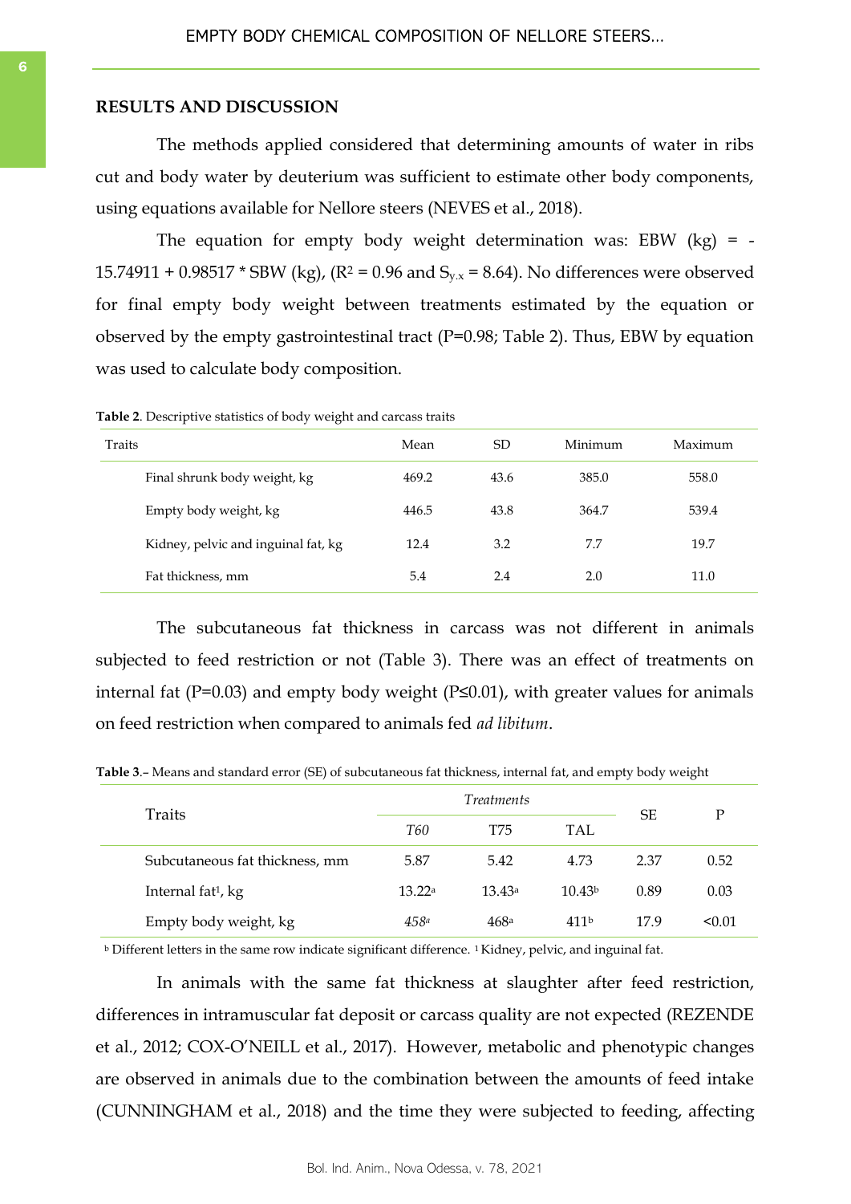## RESULTS AND DISCUSSION

The methods applied considered that determining amounts of water in ribs cut and body water by deuterium was sufficient to estimate other body components, using equations available for Nellore steers (NEVES et al., 2018).

The equation for empty body weight determination was: EBW (kg) = -15.74911 + 0.98517 * SBW (kg), ($R^2$ = 0.96 and $S_{y.x}$ = 8.64). No differences were observed for final empty body weight between treatments estimated by the equation or observed by the empty gastrointestinal tract (P=0.98; Table 2). Thus, EBW by equation was used to calculate body composition.

**Table 2**. Descriptive statistics of body weight and carcass traits

| Traits | Mean | SD | Minimum | Maximum |
|---|---|---|---|---|
| Final shrunk body weight, kg | 469.2 | 43.6 | 385.0 | 558.0 |
| Empty body weight, kg | 446.5 | 43.8 | 364.7 | 539.4 |
| Kidney, pelvic and inguinal fat, kg | 12.4 | 3.2 | 7.7 | 19.7 |
| Fat thickness, mm | 5.4 | 2.4 | 2.0 | 11.0 |

The subcutaneous fat thickness in carcass was not different in animals subjected to feed restriction or not (Table 3). There was an effect of treatments on internal fat (P=0.03) and empty body weight (P≤0.01), with greater values for animals on feed restriction when compared to animals fed *ad libitum*.

**Table 3**.– Means and standard error (SE) of subcutaneous fat thickness, internal fat, and empty body weight

| Traits | *Treatments* | | | SE | P |
|---|---|---|---|---|---|
| | *T60* | T75 | TAL | | |
| Subcutaneous fat thickness, mm | 5.87 | 5.42 | 4.73 | 2.37 | 0.52 |
| Internal fat[1], kg | 13.22[a] | 13.43[a] | 10.43[b] | 0.89 | 0.03 |
| Empty body weight, kg | *458[a]* | 468[a] | 411[b] | 17.9 | <0.01 |

[b] Different letters in the same row indicate significant difference. [1] Kidney, pelvic, and inguinal fat.

In animals with the same fat thickness at slaughter after feed restriction, differences in intramuscular fat deposit or carcass quality are not expected (REZENDE et al., 2012; COX-O'NEILL et al., 2017). However, metabolic and phenotypic changes are observed in animals due to the combination between the amounts of feed intake (CUNNINGHAM et al., 2018) and the time they were subjected to feeding, affecting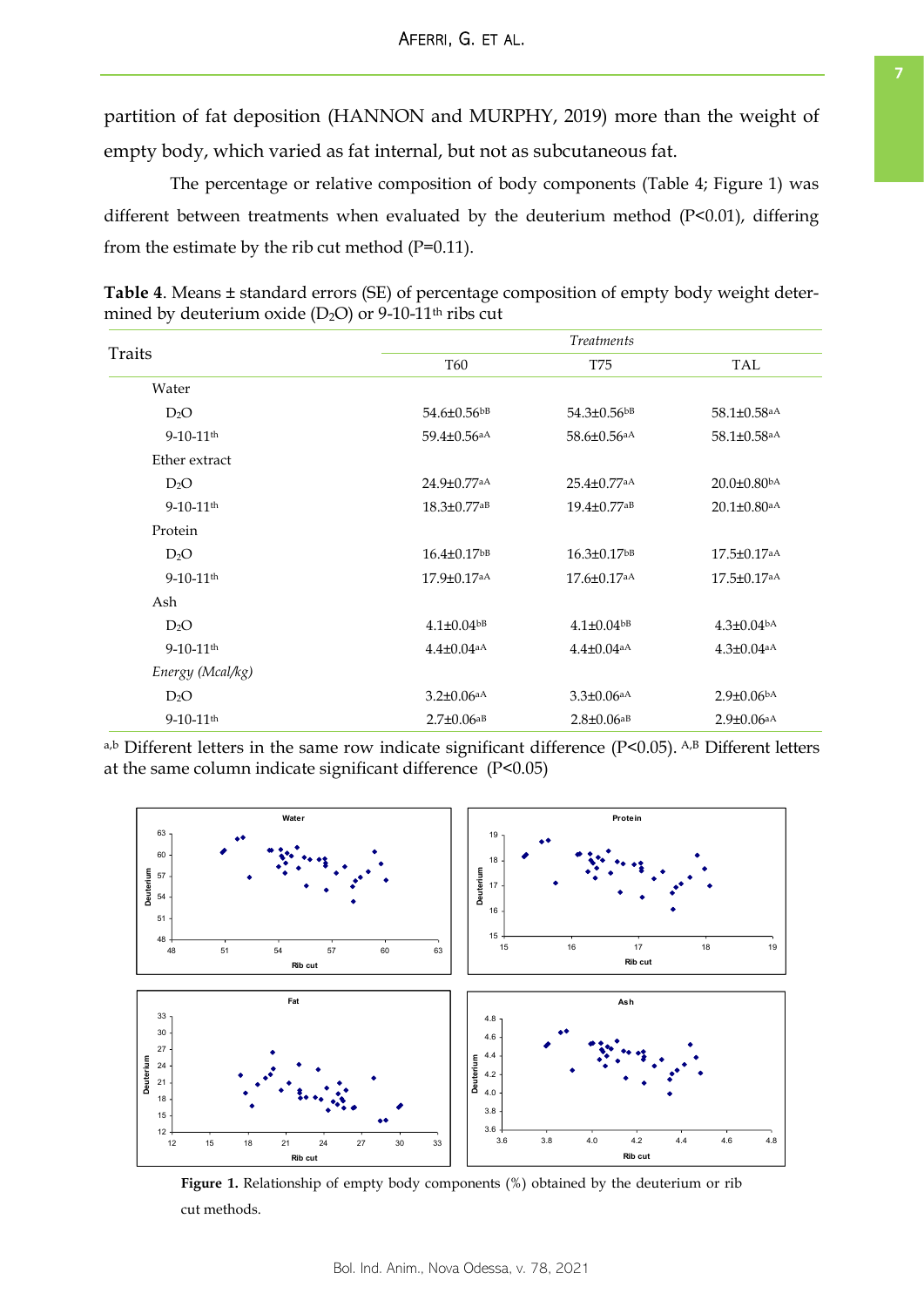partition of fat deposition (HANNON and MURPHY, 2019) more than the weight of empty body, which varied as fat internal, but not as subcutaneous fat.

The percentage or relative composition of body components (Table 4; Figure 1) was different between treatments when evaluated by the deuterium method (P<0.01), differing from the estimate by the rib cut method (P=0.11).

**Table 4**. Means ± standard errors (SE) of percentage composition of empty body weight determined by deuterium oxide ($D_2O$) or 9-10-11th ribs cut

| Traits | *Treatments* | | |
|---|---|---|---|
| | T60 | T75 | TAL |
| Water | | | |
| $D_2O$ | 54.6±0.56[bB] | 54.3±0.56[bB] | 58.1±0.58[aA] |
| 9-10-11th | 59.4±0.56[aA] | 58.6±0.56[aA] | 58.1±0.58[aA] |
| Ether extract | | | |
| $D_2O$ | 24.9±0.77[aA] | 25.4±0.77[aA] | 20.0±0.80[bA] |
| 9-10-11th | 18.3±0.77[aB] | 19.4±0.77[aB] | 20.1±0.80[aA] |
| Protein | | | |
| $D_2O$ | 16.4±0.17[bB] | 16.3±0.17[bB] | 17.5±0.17[aA] |
| 9-10-11th | 17.9±0.17[aA] | 17.6±0.17[aA] | 17.5±0.17[aA] |
| Ash | | | |
| $D_2O$ | 4.1±0.04[bB] | 4.1±0.04[bB] | 4.3±0.04[bA] |
| 9-10-11th | 4.4±0.04[aA] | 4.4±0.04[aA] | 4.3±0.04[aA] |
| *Energy (Mcal/kg)* | | | |
| $D_2O$ | 3.2±0.06[aA] | 3.3±0.06[aA] | 2.9±0.06[bA] |
| 9-10-11th | 2.7±0.06[aB] | 2.8±0.06[aB] | 2.9±0.06[aA] |

[a,b] Different letters in the same row indicate significant difference (P<0.05). [A,B] Different letters at the same column indicate significant difference (P<0.05)

**Figure 1.** Relationship of empty body components (%) obtained by the deuterium or rib cut methods.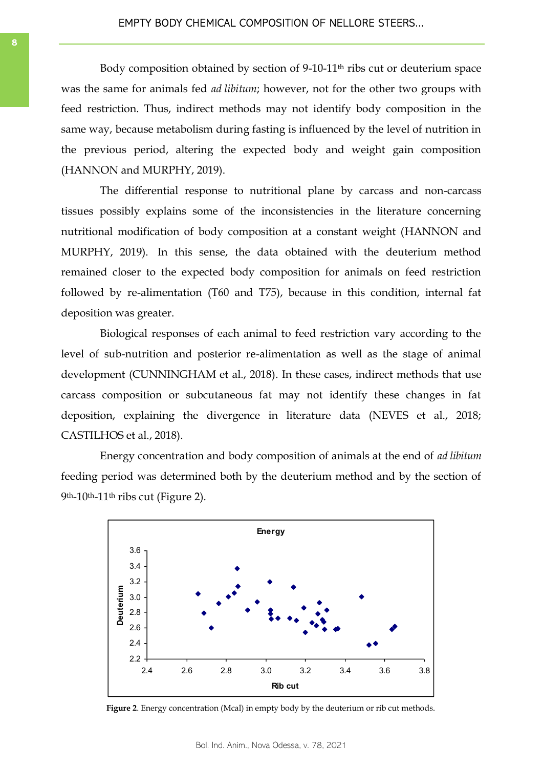Body composition obtained by section of 9-10-11th ribs cut or deuterium space was the same for animals fed *ad libitum*; however, not for the other two groups with feed restriction. Thus, indirect methods may not identify body composition in the same way, because metabolism during fasting is influenced by the level of nutrition in the previous period, altering the expected body and weight gain composition (HANNON and MURPHY, 2019).

The differential response to nutritional plane by carcass and non-carcass tissues possibly explains some of the inconsistencies in the literature concerning nutritional modification of body composition at a constant weight (HANNON and MURPHY, 2019). In this sense, the data obtained with the deuterium method remained closer to the expected body composition for animals on feed restriction followed by re-alimentation (T60 and T75), because in this condition, internal fat deposition was greater.

Biological responses of each animal to feed restriction vary according to the level of sub-nutrition and posterior re-alimentation as well as the stage of animal development (CUNNINGHAM et al., 2018). In these cases, indirect methods that use carcass composition or subcutaneous fat may not identify these changes in fat deposition, explaining the divergence in literature data (NEVES et al., 2018; CASTILHOS et al., 2018).

Energy concentration and body composition of animals at the end of *ad libitum* feeding period was determined both by the deuterium method and by the section of 9th-10th-11th ribs cut (Figure 2).

**Figure 2**. Energy concentration (Mcal) in empty body by the deuterium or rib cut methods.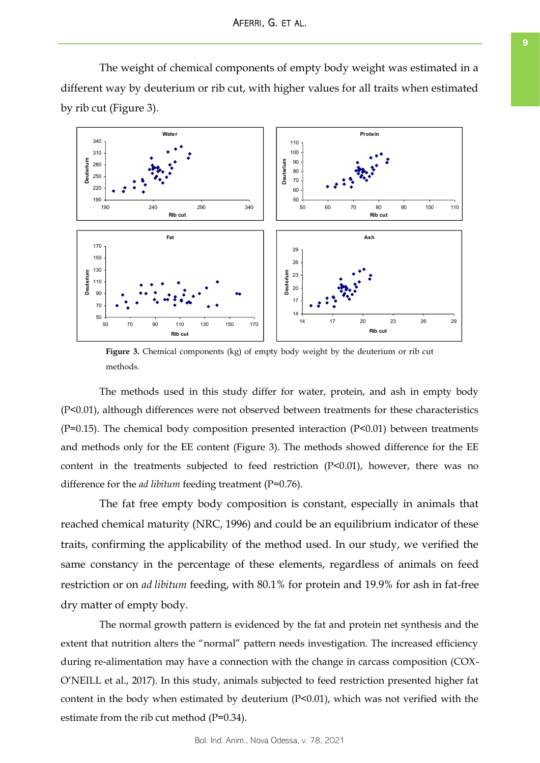The weight of chemical components of empty body weight was estimated in a different way by deuterium or rib cut, with higher values for all traits when estimated by rib cut (Figure 3).

**Figure 3.** Chemical components (kg) of empty body weight by the deuterium or rib cut methods.

The methods used in this study differ for water, protein, and ash in empty body (P<0.01), although differences were not observed between treatments for these characteristics (P=0.15). The chemical body composition presented interaction (P<0.01) between treatments and methods only for the EE content (Figure 3). The methods showed difference for the EE content in the treatments subjected to feed restriction (P<0.01), however, there was no difference for the *ad libitum* feeding treatment (P=0.76).

The fat free empty body composition is constant, especially in animals that reached chemical maturity (NRC, 1996) and could be an equilibrium indicator of these traits, confirming the applicability of the method used. In our study, we verified the same constancy in the percentage of these elements, regardless of animals on feed restriction or on *ad libitum* feeding, with 80.1% for protein and 19.9% for ash in fat-free dry matter of empty body.

The normal growth pattern is evidenced by the fat and protein net synthesis and the extent that nutrition alters the "normal" pattern needs investigation. The increased efficiency during re-alimentation may have a connection with the change in carcass composition (COX-O'NEILL et al., 2017). In this study, animals subjected to feed restriction presented higher fat content in the body when estimated by deuterium (P<0.01), which was not verified with the estimate from the rib cut method (P=0.34).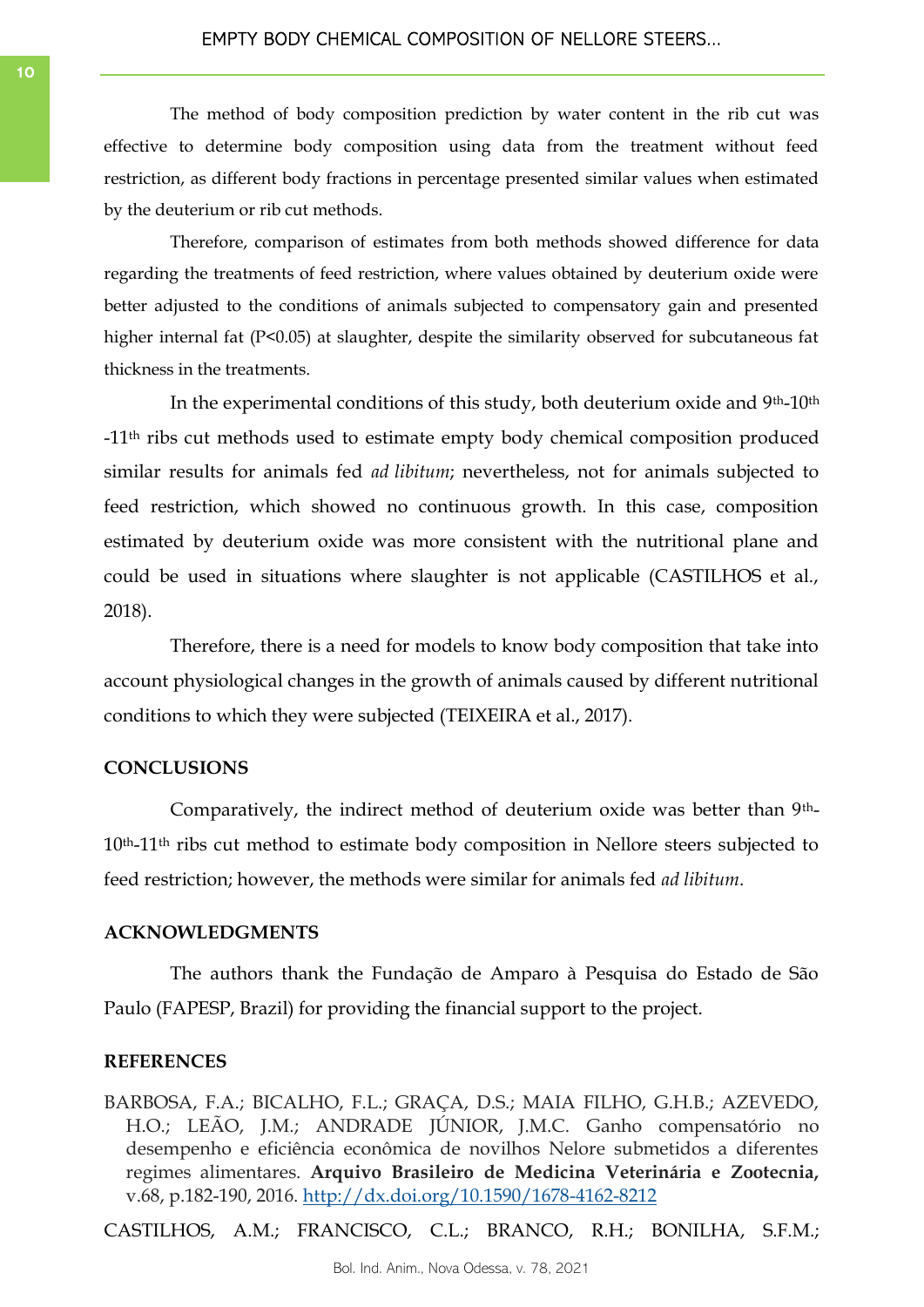The method of body composition prediction by water content in the rib cut was effective to determine body composition using data from the treatment without feed restriction, as different body fractions in percentage presented similar values when estimated by the deuterium or rib cut methods.

Therefore, comparison of estimates from both methods showed difference for data regarding the treatments of feed restriction, where values obtained by deuterium oxide were better adjusted to the conditions of animals subjected to compensatory gain and presented higher internal fat ($P<0.05$) at slaughter, despite the similarity observed for subcutaneous fat thickness in the treatments.

In the experimental conditions of this study, both deuterium oxide and 9$^{th}$-10$^{th}$-11$^{th}$ ribs cut methods used to estimate empty body chemical composition produced similar results for animals fed *ad libitum*; nevertheless, not for animals subjected to feed restriction, which showed no continuous growth. In this case, composition estimated by deuterium oxide was more consistent with the nutritional plane and could be used in situations where slaughter is not applicable (CASTILHOS et al., 2018).

Therefore, there is a need for models to know body composition that take into account physiological changes in the growth of animals caused by different nutritional conditions to which they were subjected (TEIXEIRA et al., 2017).

## CONCLUSIONS

Comparatively, the indirect method of deuterium oxide was better than 9$^{th}$-10$^{th}$-11$^{th}$ ribs cut method to estimate body composition in Nellore steers subjected to feed restriction; however, the methods were similar for animals fed *ad libitum*.

## ACKNOWLEDGMENTS

The authors thank the Fundação de Amparo à Pesquisa do Estado de São Paulo (FAPESP, Brazil) for providing the financial support to the project.

## REFERENCES

BARBOSA, F.A.; BICALHO, F.L.; GRAÇA, D.S.; MAIA FILHO, G.H.B.; AZEVEDO, H.O.; LEÃO, J.M.; ANDRADE JÚNIOR, J.M.C. Ganho compensatório no desempenho e eficiência econômica de novilhos Nelore submetidos a diferentes regimes alimentares. **Arquivo Brasileiro de Medicina Veterinária e Zootecnia,** v.68, p.182-190, 2016. http://dx.doi.org/10.1590/1678-4162-8212

CASTILHOS, A.M.; FRANCISCO, C.L.; BRANCO, R.H.; BONILHA, S.F.M.;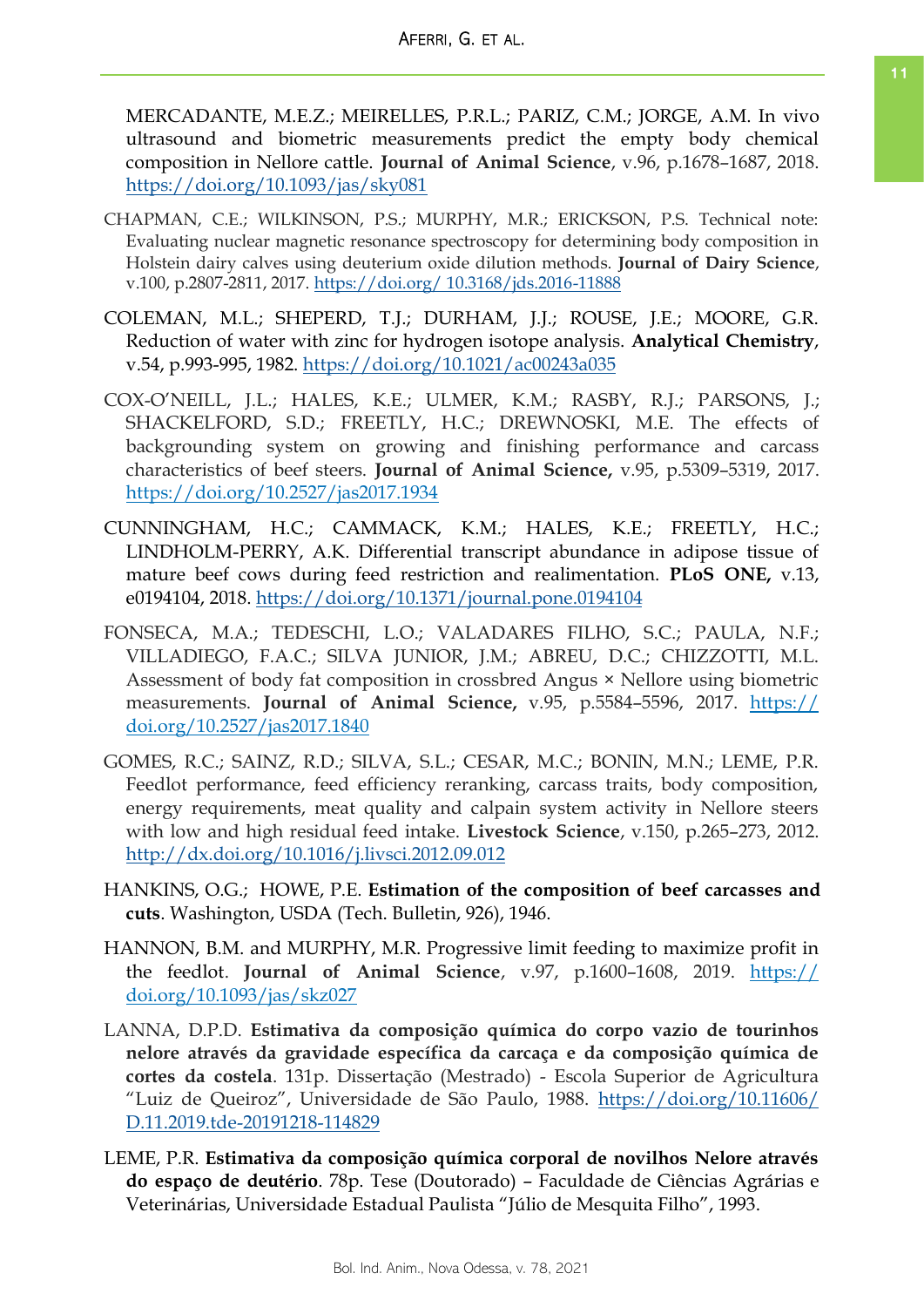MERCADANTE, M.E.Z.; MEIRELLES, P.R.L.; PARIZ, C.M.; JORGE, A.M. In vivo ultrasound and biometric measurements predict the empty body chemical composition in Nellore cattle. **Journal of Animal Science**, v.96, p.1678–1687, 2018. https://doi.org/10.1093/jas/sky081

CHAPMAN, C.E.; WILKINSON, P.S.; MURPHY, M.R.; ERICKSON, P.S. Technical note: Evaluating nuclear magnetic resonance spectroscopy for determining body composition in Holstein dairy calves using deuterium oxide dilution methods. **Journal of Dairy Science**, v.100, p.2807-2811, 2017. https://doi.org/ 10.3168/jds.2016-11888

COLEMAN, M.L.; SHEPERD, T.J.; DURHAM, J.J.; ROUSE, J.E.; MOORE, G.R. Reduction of water with zinc for hydrogen isotope analysis. **Analytical Chemistry**, v.54, p.993-995, 1982. https://doi.org/10.1021/ac00243a035

COX-O'NEILL, J.L.; HALES, K.E.; ULMER, K.M.; RASBY, R.J.; PARSONS, J.; SHACKELFORD, S.D.; FREETLY, H.C.; DREWNOSKI, M.E. The effects of backgrounding system on growing and finishing performance and carcass characteristics of beef steers. **Journal of Animal Science,** v.95, p.5309–5319, 2017. https://doi.org/10.2527/jas2017.1934

CUNNINGHAM, H.C.; CAMMACK, K.M.; HALES, K.E.; FREETLY, H.C.; LINDHOLM-PERRY, A.K. Differential transcript abundance in adipose tissue of mature beef cows during feed restriction and realimentation. **PLoS ONE,** v.13, e0194104, 2018. https://doi.org/10.1371/journal.pone.0194104

FONSECA, M.A.; TEDESCHI, L.O.; VALADARES FILHO, S.C.; PAULA, N.F.; VILLADIEGO, F.A.C.; SILVA JUNIOR, J.M.; ABREU, D.C.; CHIZZOTTI, M.L. Assessment of body fat composition in crossbred Angus × Nellore using biometric measurements. **Journal of Animal Science,** v.95, p.5584–5596, 2017. https://doi.org/10.2527/jas2017.1840

GOMES, R.C.; SAINZ, R.D.; SILVA, S.L.; CESAR, M.C.; BONIN, M.N.; LEME, P.R. Feedlot performance, feed efficiency reranking, carcass traits, body composition, energy requirements, meat quality and calpain system activity in Nellore steers with low and high residual feed intake. **Livestock Science**, v.150, p.265–273, 2012. http://dx.doi.org/10.1016/j.livsci.2012.09.012

HANKINS, O.G.; HOWE, P.E. **Estimation of the composition of beef carcasses and cuts**. Washington, USDA (Tech. Bulletin, 926), 1946.

HANNON, B.M. and MURPHY, M.R. Progressive limit feeding to maximize profit in the feedlot. **Journal of Animal Science**, v.97, p.1600–1608, 2019. https://doi.org/10.1093/jas/skz027

LANNA, D.P.D. **Estimativa da composição química do corpo vazio de tourinhos nelore através da gravidade específica da carcaça e da composição química de cortes da costela**. 131p. Dissertação (Mestrado) - Escola Superior de Agricultura "Luiz de Queiroz", Universidade de São Paulo, 1988. https://doi.org/10.11606/D.11.2019.tde-20191218-114829

LEME, P.R. **Estimativa da composição química corporal de novilhos Nelore através do espaço de deutério**. 78p. Tese (Doutorado) – Faculdade de Ciências Agrárias e Veterinárias, Universidade Estadual Paulista "Júlio de Mesquita Filho", 1993.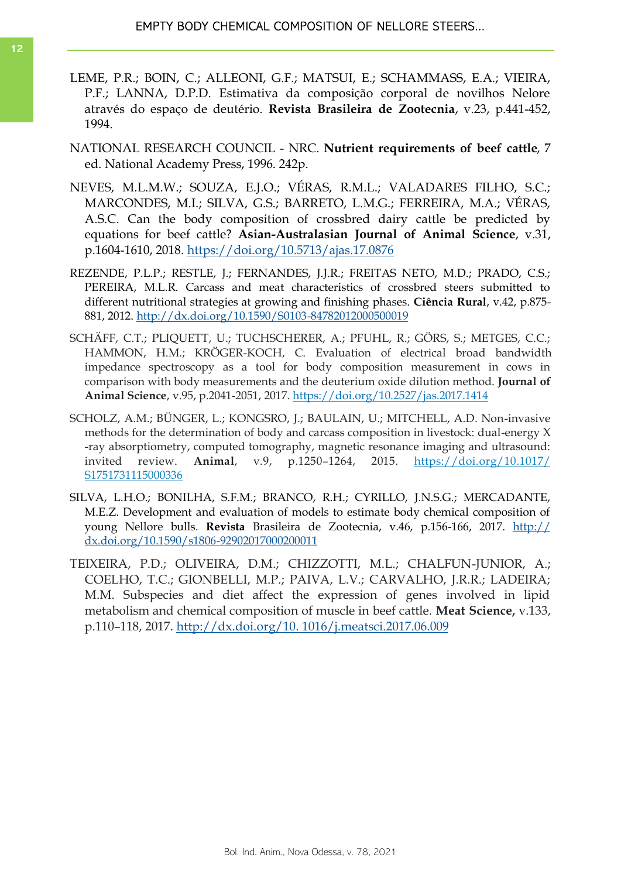LEME, P.R.; BOIN, C.; ALLEONI, G.F.; MATSUI, E.; SCHAMMASS, E.A.; VIEIRA, P.F.; LANNA, D.P.D. Estimativa da composição corporal de novilhos Nelore através do espaço de deutério. **Revista Brasileira de Zootecnia**, v.23, p.441-452, 1994.

NATIONAL RESEARCH COUNCIL - NRC. **Nutrient requirements of beef cattle**, 7 ed. National Academy Press, 1996. 242p.

NEVES, M.L.M.W.; SOUZA, E.J.O.; VÉRAS, R.M.L.; VALADARES FILHO, S.C.; MARCONDES, M.I.; SILVA, G.S.; BARRETO, L.M.G.; FERREIRA, M.A.; VÉRAS, A.S.C. Can the body composition of crossbred dairy cattle be predicted by equations for beef cattle? **Asian-Australasian Journal of Animal Science**, v.31, p.1604-1610, 2018. https://doi.org/10.5713/ajas.17.0876

REZENDE, P.L.P.; RESTLE, J.; FERNANDES, J.J.R.; FREITAS NETO, M.D.; PRADO, C.S.; PEREIRA, M.L.R. Carcass and meat characteristics of crossbred steers submitted to different nutritional strategies at growing and finishing phases. **Ciência Rural**, v.42, p.875-881, 2012. http://dx.doi.org/10.1590/S0103-84782012000500019

SCHÄFF, C.T.; PLIQUETT, U.; TUCHSCHERER, A.; PFUHL, R.; GÖRS, S.; METGES, C.C.; HAMMON, H.M.; KRÖGER-KOCH, C. Evaluation of electrical broad bandwidth impedance spectroscopy as a tool for body composition measurement in cows in comparison with body measurements and the deuterium oxide dilution method. **Journal of Animal Science**, v.95, p.2041-2051, 2017. https://doi.org/10.2527/jas.2017.1414

SCHOLZ, A.M.; BÜNGER, L.; KONGSRO, J.; BAULAIN, U.; MITCHELL, A.D. Non-invasive methods for the determination of body and carcass composition in livestock: dual-energy X -ray absorptiometry, computed tomography, magnetic resonance imaging and ultrasound: invited review. **Animal**, v.9, p.1250–1264, 2015. https://doi.org/10.1017/S1751731115000336

SILVA, L.H.O.; BONILHA, S.F.M.; BRANCO, R.H.; CYRILLO, J.N.S.G.; MERCADANTE, M.E.Z. Development and evaluation of models to estimate body chemical composition of young Nellore bulls. **Revista** Brasileira de Zootecnia, v.46, p.156-166, 2017. http://dx.doi.org/10.1590/s1806-92902017000200011

TEIXEIRA, P.D.; OLIVEIRA, D.M.; CHIZZOTTI, M.L.; CHALFUN-JUNIOR, A.; COELHO, T.C.; GIONBELLI, M.P.; PAIVA, L.V.; CARVALHO, J.R.R.; LADEIRA; M.M. Subspecies and diet affect the expression of genes involved in lipid metabolism and chemical composition of muscle in beef cattle. **Meat Science,** v.133, p.110–118, 2017. http://dx.doi.org/10. 1016/j.meatsci.2017.06.009